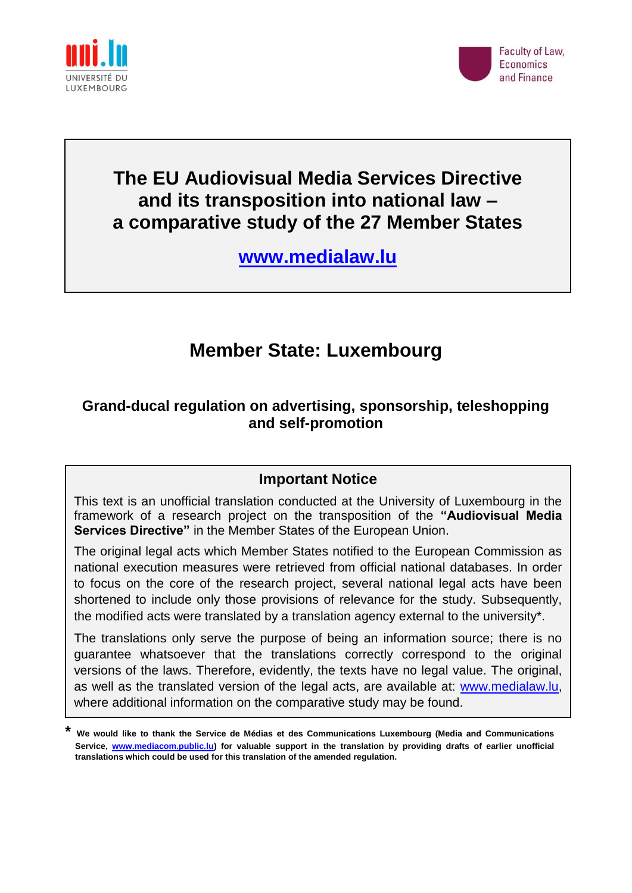UNIVERSITÉ DU LUXEMBOURG

Faculty of Law, Economics and Finance

# The EU Audiovisual Media Services Directive and its transposition into national law – a comparative study of the 27 Member States

**www.medialaw.lu**

## Member State: Luxembourg

### Grand-ducal regulation on advertising, sponsorship, teleshopping and self-promotion

**Important Notice**

This text is an unofficial translation conducted at the University of Luxembourg in the framework of a research project on the transposition of the **"Audiovisual Media Services Directive"** in the Member States of the European Union.

The original legal acts which Member States notified to the European Commission as national execution measures were retrieved from official national databases. In order to focus on the core of the research project, several national legal acts have been shortened to include only those provisions of relevance for the study. Subsequently, the modified acts were translated by a translation agency external to the university*.

The translations only serve the purpose of being an information source; there is no guarantee whatsoever that the translations correctly correspond to the original versions of the laws. Therefore, evidently, the texts have no legal value. The original, as well as the translated version of the legal acts, are available at: www.medialaw.lu, where additional information on the comparative study may be found.

* **We would like to thank the Service de Médias et des Communications Luxembourg (Media and Communications Service, www.mediacom.public.lu) for valuable support in the translation by providing drafts of earlier unofficial translations which could be used for this translation of the amended regulation.**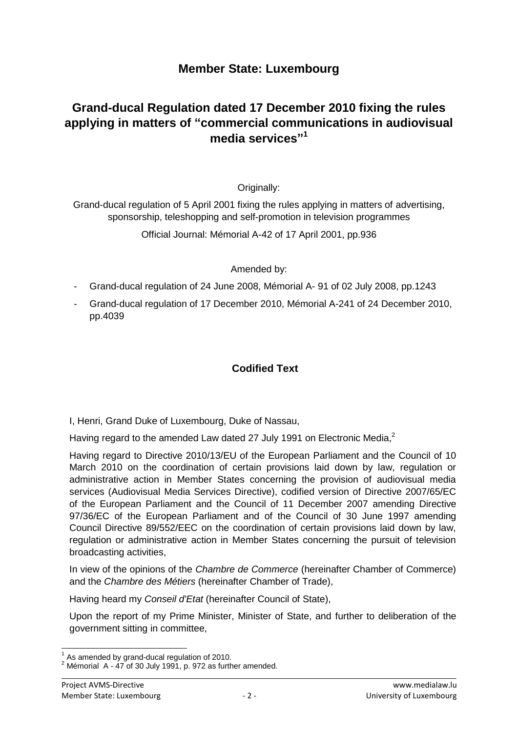## Member State: Luxembourg

# Grand-ducal Regulation dated 17 December 2010 fixing the rules applying in matters of "commercial communications in audiovisual media services"[1]

Originally:

Grand-ducal regulation of 5 April 2001 fixing the rules applying in matters of advertising, sponsorship, teleshopping and self-promotion in television programmes

Official Journal: Mémorial A-42 of 17 April 2001, pp.936

Amended by:

- Grand-ducal regulation of 24 June 2008, Mémorial A- 91 of 02 July 2008, pp.1243
- Grand-ducal regulation of 17 December 2010, Mémorial A-241 of 24 December 2010, pp.4039

### Codified Text

I, Henri, Grand Duke of Luxembourg, Duke of Nassau,

Having regard to the amended Law dated 27 July 1991 on Electronic Media,[2]

Having regard to Directive 2010/13/EU of the European Parliament and the Council of 10 March 2010 on the coordination of certain provisions laid down by law, regulation or administrative action in Member States concerning the provision of audiovisual media services (Audiovisual Media Services Directive), codified version of Directive 2007/65/EC of the European Parliament and the Council of 11 December 2007 amending Directive 97/36/EC of the European Parliament and of the Council of 30 June 1997 amending Council Directive 89/552/EEC on the coordination of certain provisions laid down by law, regulation or administrative action in Member States concerning the pursuit of television broadcasting activities,

In view of the opinions of the *Chambre de Commerce* (hereinafter Chamber of Commerce) and the *Chambre des Métiers* (hereinafter Chamber of Trade),

Having heard my *Conseil d'Etat* (hereinafter Council of State),

Upon the report of my Prime Minister, Minister of State, and further to deliberation of the government sitting in committee,

---

[1] As amended by grand-ducal regulation of 2010.

[2] Mémorial A - 47 of 30 July 1991, p. 972 as further amended.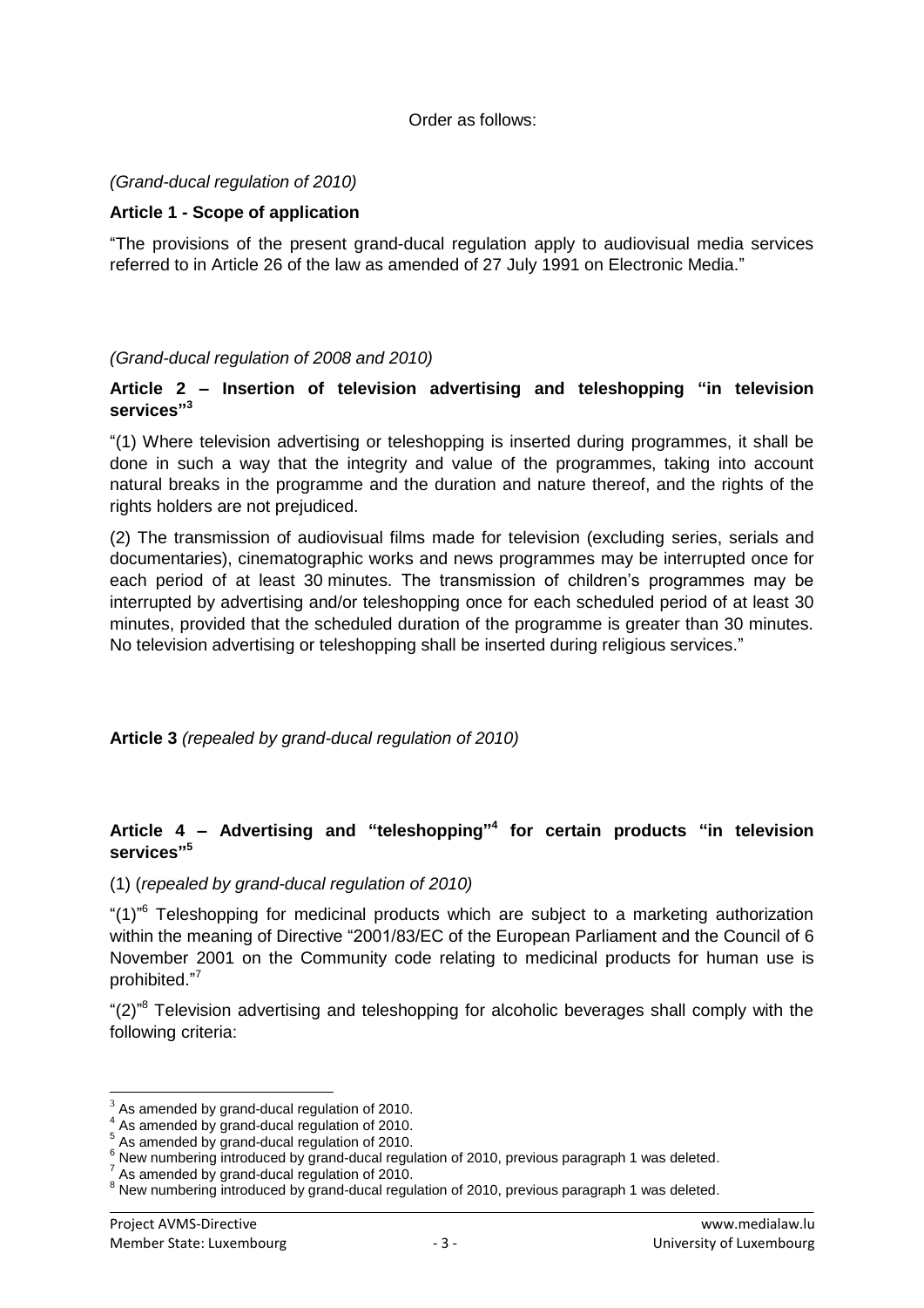Order as follows:

*(Grand-ducal regulation of 2010)*

**Article 1 - Scope of application**

"The provisions of the present grand-ducal regulation apply to audiovisual media services referred to in Article 26 of the law as amended of 27 July 1991 on Electronic Media."

*(Grand-ducal regulation of 2008 and 2010)*

**Article 2 – Insertion of television advertising and teleshopping "in television services"[3]**

"(1) Where television advertising or teleshopping is inserted during programmes, it shall be done in such a way that the integrity and value of the programmes, taking into account natural breaks in the programme and the duration and nature thereof, and the rights of the rights holders are not prejudiced.

(2) The transmission of audiovisual films made for television (excluding series, serials and documentaries), cinematographic works and news programmes may be interrupted once for each period of at least 30 minutes. The transmission of children's programmes may be interrupted by advertising and/or teleshopping once for each scheduled period of at least 30 minutes, provided that the scheduled duration of the programme is greater than 30 minutes. No television advertising or teleshopping shall be inserted during religious services."

**Article 3** *(repealed by grand-ducal regulation of 2010)*

**Article 4 – Advertising and "teleshopping"[4] for certain products "in television services"[5]**

(1) (*repealed by grand-ducal regulation of 2010)*

"(1)"[6] Teleshopping for medicinal products which are subject to a marketing authorization within the meaning of Directive "2001/83/EC of the European Parliament and the Council of 6 November 2001 on the Community code relating to medicinal products for human use is prohibited."[7]

"(2)"[8] Television advertising and teleshopping for alcoholic beverages shall comply with the following criteria:

---

[3] As amended by grand-ducal regulation of 2010.

[4] As amended by grand-ducal regulation of 2010.

[5] As amended by grand-ducal regulation of 2010.

[6] New numbering introduced by grand-ducal regulation of 2010, previous paragraph 1 was deleted.

[7] As amended by grand-ducal regulation of 2010.

[8] New numbering introduced by grand-ducal regulation of 2010, previous paragraph 1 was deleted.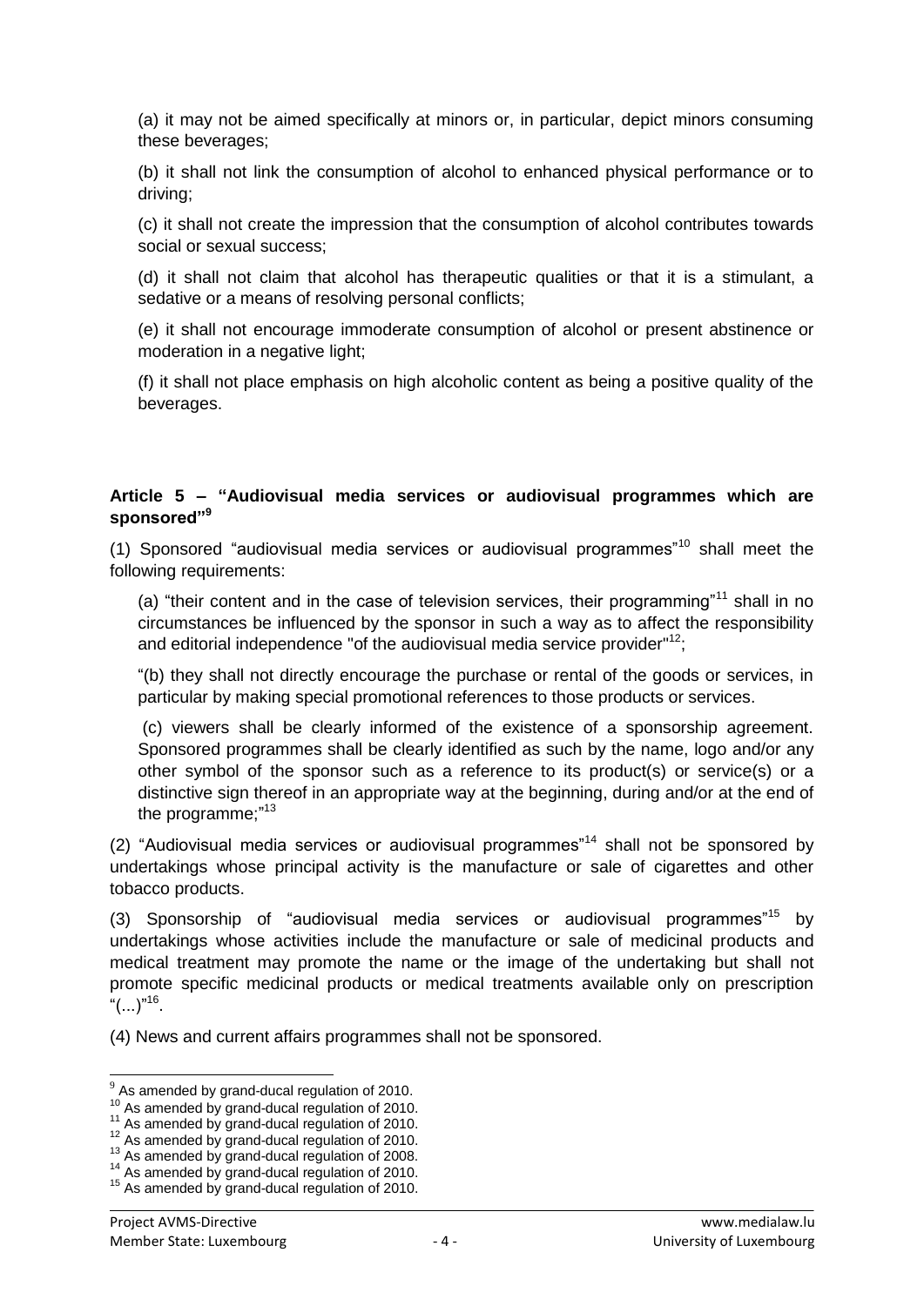(a) it may not be aimed specifically at minors or, in particular, depict minors consuming these beverages;

(b) it shall not link the consumption of alcohol to enhanced physical performance or to driving;

(c) it shall not create the impression that the consumption of alcohol contributes towards social or sexual success;

(d) it shall not claim that alcohol has therapeutic qualities or that it is a stimulant, a sedative or a means of resolving personal conflicts;

(e) it shall not encourage immoderate consumption of alcohol or present abstinence or moderation in a negative light;

(f) it shall not place emphasis on high alcoholic content as being a positive quality of the beverages.

**Article 5 – "Audiovisual media services or audiovisual programmes which are sponsored"[9]**

(1) Sponsored "audiovisual media services or audiovisual programmes"[10] shall meet the following requirements:

(a) "their content and in the case of television services, their programming"[11] shall in no circumstances be influenced by the sponsor in such a way as to affect the responsibility and editorial independence "of the audiovisual media service provider"[12];

"(b) they shall not directly encourage the purchase or rental of the goods or services, in particular by making special promotional references to those products or services.

(c) viewers shall be clearly informed of the existence of a sponsorship agreement. Sponsored programmes shall be clearly identified as such by the name, logo and/or any other symbol of the sponsor such as a reference to its product(s) or service(s) or a distinctive sign thereof in an appropriate way at the beginning, during and/or at the end of the programme;"[13]

(2) "Audiovisual media services or audiovisual programmes"[14] shall not be sponsored by undertakings whose principal activity is the manufacture or sale of cigarettes and other tobacco products.

(3) Sponsorship of "audiovisual media services or audiovisual programmes"[15] by undertakings whose activities include the manufacture or sale of medicinal products and medical treatment may promote the name or the image of the undertaking but shall not promote specific medicinal products or medical treatments available only on prescription "(...)"[16].

(4) News and current affairs programmes shall not be sponsored.

---

[9] As amended by grand-ducal regulation of 2010.
[10] As amended by grand-ducal regulation of 2010.
[11] As amended by grand-ducal regulation of 2010.
[12] As amended by grand-ducal regulation of 2010.
[13] As amended by grand-ducal regulation of 2008.
[14] As amended by grand-ducal regulation of 2010.
[15] As amended by grand-ducal regulation of 2010.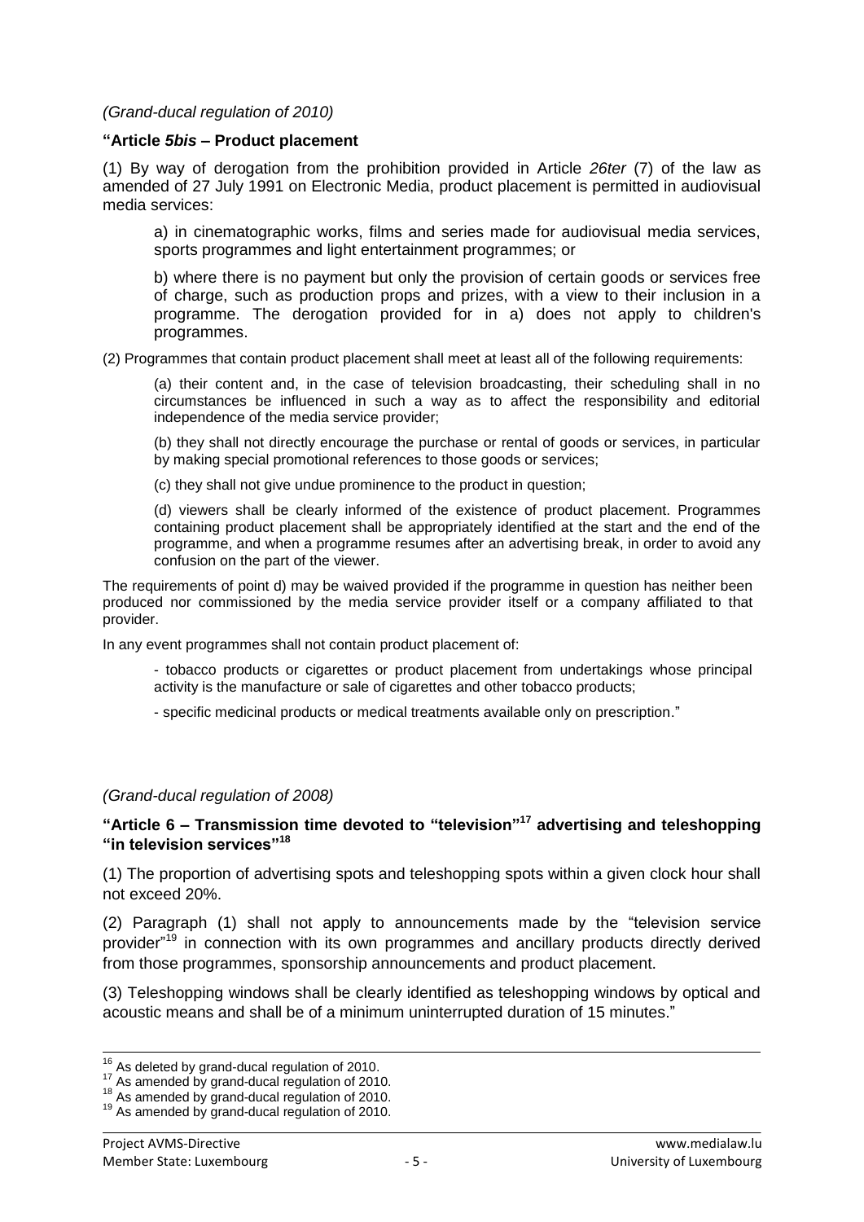*(Grand-ducal regulation of 2010)*

**"Article *5bis* – Product placement**

(1) By way of derogation from the prohibition provided in Article *26ter* (7) of the law as amended of 27 July 1991 on Electronic Media, product placement is permitted in audiovisual media services:

a) in cinematographic works, films and series made for audiovisual media services, sports programmes and light entertainment programmes; or

b) where there is no payment but only the provision of certain goods or services free of charge, such as production props and prizes, with a view to their inclusion in a programme. The derogation provided for in a) does not apply to children's programmes.

(2) Programmes that contain product placement shall meet at least all of the following requirements:

(a) their content and, in the case of television broadcasting, their scheduling shall in no circumstances be influenced in such a way as to affect the responsibility and editorial independence of the media service provider;

(b) they shall not directly encourage the purchase or rental of goods or services, in particular by making special promotional references to those goods or services;

(c) they shall not give undue prominence to the product in question;

(d) viewers shall be clearly informed of the existence of product placement. Programmes containing product placement shall be appropriately identified at the start and the end of the programme, and when a programme resumes after an advertising break, in order to avoid any confusion on the part of the viewer.

The requirements of point d) may be waived provided if the programme in question has neither been produced nor commissioned by the media service provider itself or a company affiliated to that provider.

In any event programmes shall not contain product placement of:

- tobacco products or cigarettes or product placement from undertakings whose principal activity is the manufacture or sale of cigarettes and other tobacco products;

- specific medicinal products or medical treatments available only on prescription."

*(Grand-ducal regulation of 2008)*

**"Article 6 – Transmission time devoted to "television"[17] advertising and teleshopping "in television services"[18]**

(1) The proportion of advertising spots and teleshopping spots within a given clock hour shall not exceed 20%.

(2) Paragraph (1) shall not apply to announcements made by the "television service provider"[19] in connection with its own programmes and ancillary products directly derived from those programmes, sponsorship announcements and product placement.

(3) Teleshopping windows shall be clearly identified as teleshopping windows by optical and acoustic means and shall be of a minimum uninterrupted duration of 15 minutes."

---

[16] As deleted by grand-ducal regulation of 2010.
[17] As amended by grand-ducal regulation of 2010.
[18] As amended by grand-ducal regulation of 2010.
[19] As amended by grand-ducal regulation of 2010.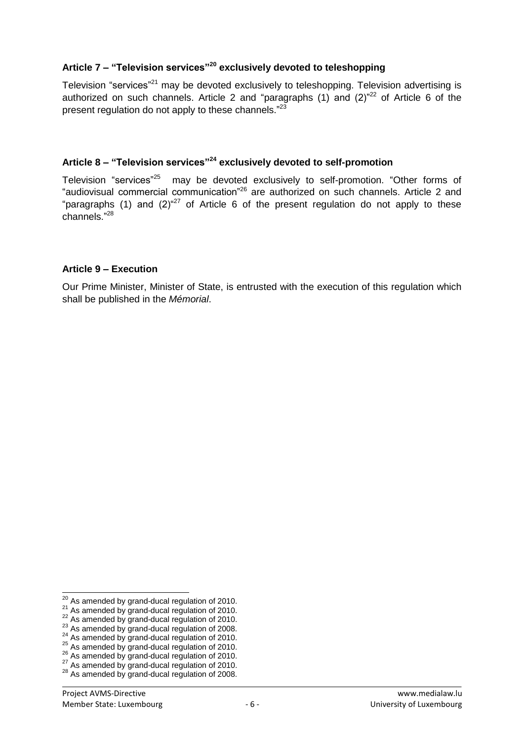### Article 7 – “Television services”[20] exclusively devoted to teleshopping

Television “services”[21] may be devoted exclusively to teleshopping. Television advertising is authorized on such channels. Article 2 and “paragraphs (1) and (2)”[22] of Article 6 of the present regulation do not apply to these channels.”[23]

### Article 8 – “Television services”[24] exclusively devoted to self-promotion

Television “services”[25] may be devoted exclusively to self-promotion. “Other forms of “audiovisual commercial communication”[26] are authorized on such channels. Article 2 and “paragraphs (1) and (2)“[27] of Article 6 of the present regulation do not apply to these channels.”[28]

### Article 9 – Execution

Our Prime Minister, Minister of State, is entrusted with the execution of this regulation which shall be published in the *Mémorial*.

---

[20] As amended by grand-ducal regulation of 2010.
[21] As amended by grand-ducal regulation of 2010.
[22] As amended by grand-ducal regulation of 2010.
[23] As amended by grand-ducal regulation of 2008.
[24] As amended by grand-ducal regulation of 2010.
[25] As amended by grand-ducal regulation of 2010.
[26] As amended by grand-ducal regulation of 2010.
[27] As amended by grand-ducal regulation of 2010.
[28] As amended by grand-ducal regulation of 2008.